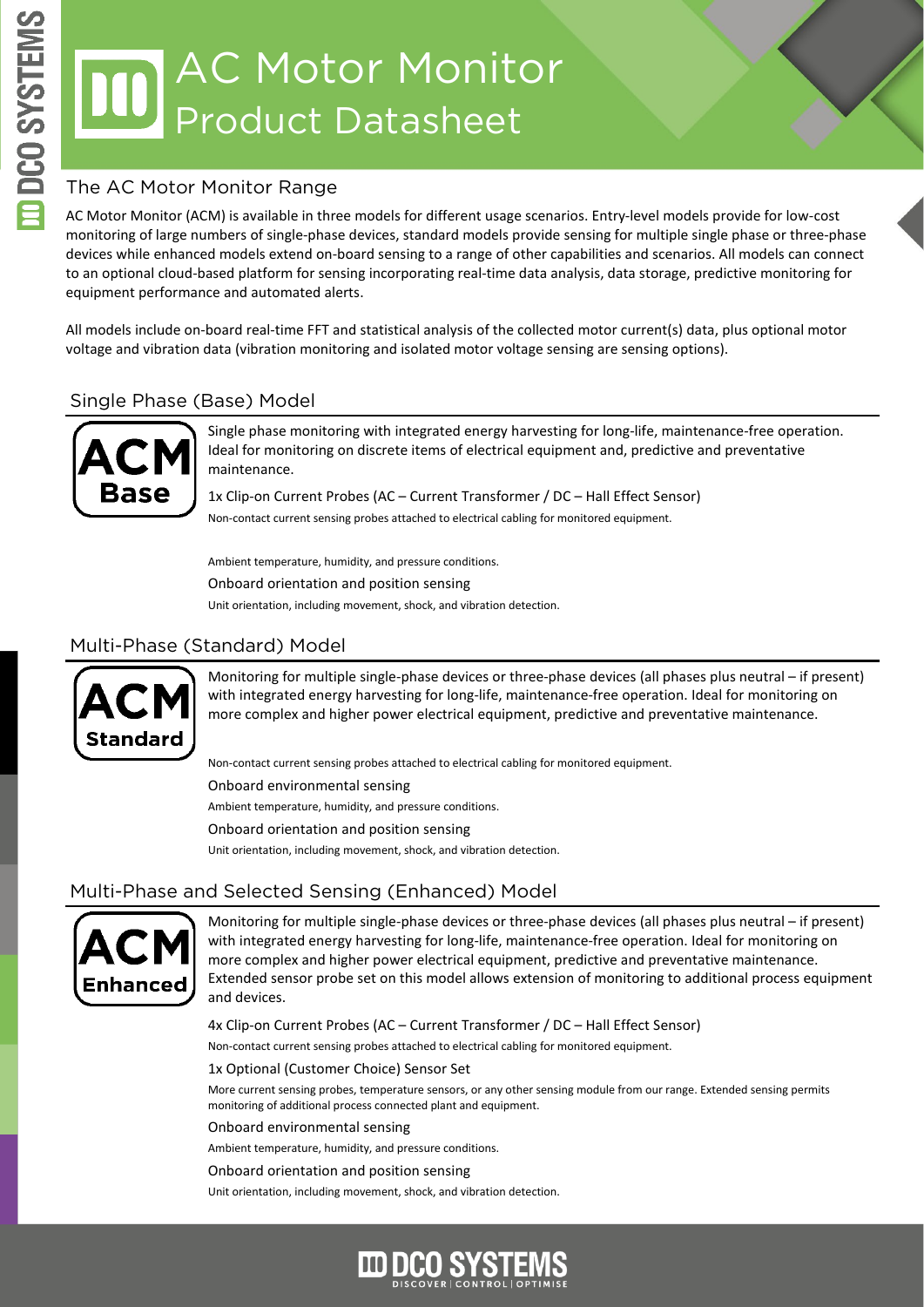# AC Motor Monitor
## Product Datasheet

### The AC Motor Monitor Range

AC Motor Monitor (ACM) is available in three models for different usage scenarios. Entry-level models provide for low-cost monitoring of large numbers of single-phase devices, standard models provide sensing for multiple single phase or three-phase devices while enhanced models extend on-board sensing to a range of other capabilities and scenarios. All models can connect to an optional cloud-based platform for sensing incorporating real-time data analysis, data storage, predictive monitoring for equipment performance and automated alerts.

All models include on-board real-time FFT and statistical analysis of the collected motor current(s) data, plus optional motor voltage and vibration data (vibration monitoring and isolated motor voltage sensing are sensing options).

### Single Phase (Base) Model

**ACM Base**

Single phase monitoring with integrated energy harvesting for long-life, maintenance-free operation. Ideal for monitoring on discrete items of electrical equipment and, predictive and preventative maintenance.

1x Clip-on Current Probes (AC – Current Transformer / DC – Hall Effect Sensor)

Non-contact current sensing probes attached to electrical cabling for monitored equipment.

Ambient temperature, humidity, and pressure conditions.

Onboard orientation and position sensing

Unit orientation, including movement, shock, and vibration detection.

### Multi-Phase (Standard) Model

**ACM Standard**

Monitoring for multiple single-phase devices or three-phase devices (all phases plus neutral – if present) with integrated energy harvesting for long-life, maintenance-free operation. Ideal for monitoring on more complex and higher power electrical equipment, predictive and preventative maintenance.

Non-contact current sensing probes attached to electrical cabling for monitored equipment.

Onboard environmental sensing

Ambient temperature, humidity, and pressure conditions.

Onboard orientation and position sensing

Unit orientation, including movement, shock, and vibration detection.

### Multi-Phase and Selected Sensing (Enhanced) Model

**ACM Enhanced**

Monitoring for multiple single-phase devices or three-phase devices (all phases plus neutral – if present) with integrated energy harvesting for long-life, maintenance-free operation. Ideal for monitoring on more complex and higher power electrical equipment, predictive and preventative maintenance. Extended sensor probe set on this model allows extension of monitoring to additional process equipment and devices.

4x Clip-on Current Probes (AC – Current Transformer / DC – Hall Effect Sensor)

Non-contact current sensing probes attached to electrical cabling for monitored equipment.

1x Optional (Customer Choice) Sensor Set

More current sensing probes, temperature sensors, or any other sensing module from our range. Extended sensing permits monitoring of additional process connected plant and equipment.

Onboard environmental sensing

Ambient temperature, humidity, and pressure conditions.

Onboard orientation and position sensing

Unit orientation, including movement, shock, and vibration detection.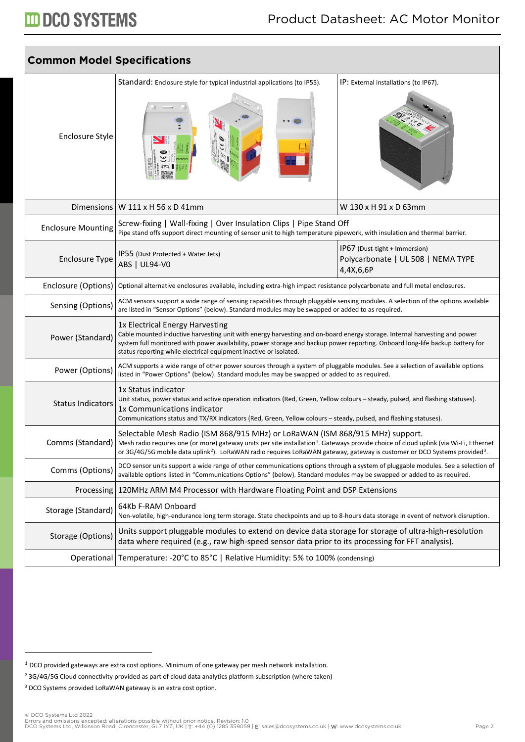## Common Model Specifications

| | Standard | IP |
|---|---|---|
| Enclosure Style | Standard: Enclosure style for typical industrial applications (to IP55). | IP: External installations (to IP67). |
| Dimensions | W 111 x H 56 x D 41mm | W 130 x H 91 x D 63mm |
| Enclosure Mounting | Screw-fixing \| Wall-fixing \| Over Insulation Clips \| Pipe Stand Off<br>Pipe stand offs support direct mounting of sensor unit to high temperature pipework, with insulation and thermal barrier. | |
| Enclosure Type | IP55 (Dust Protected + Water Jets)<br>ABS \| UL94-V0 | IP67 (Dust-tight + Immersion)<br>Polycarbonate \| UL 508 \| NEMA TYPE 4,4X,6,6P |
| Enclosure (Options) | Optional alternative enclosures available, including extra-high impact resistance polycarbonate and full metal enclosures. | |
| Sensing (Options) | ACM sensors support a wide range of sensing capabilities through pluggable sensing modules. A selection of the options available are listed in "Sensor Options" (below). Standard modules may be swapped or added to as required. | |
| Power (Standard) | 1x Electrical Energy Harvesting<br>Cable mounted inductive harvesting unit with energy harvesting and on-board energy storage. Internal harvesting and power system full monitored with power availability, power storage and backup power reporting. Onboard long-life backup battery for status reporting while electrical equipment inactive or isolated. | |
| Power (Options) | ACM supports a wide range of other power sources through a system of pluggable modules. See a selection of available options listed in "Power Options" (below). Standard modules may be swapped or added to as required. | |
| Status Indicators | 1x Status indicator<br>Unit status, power status and active operation indicators (Red, Green, Yellow colours – steady, pulsed, and flashing statuses).<br>1x Communications indicator<br>Communications status and TX/RX indicators (Red, Green, Yellow colours – steady, pulsed, and flashing statuses). | |
| Comms (Standard) | Selectable Mesh Radio (ISM 868/915 MHz) or LoRaWAN (ISM 868/915 MHz) support.<br>Mesh radio requires one (or more) gateway units per site installation[1]. Gateways provide choice of cloud uplink (via Wi-Fi, Ethernet or 3G/4G/5G mobile data uplink[2]). LoRaWAN radio requires LoRaWAN gateway, gateway is customer or DCO Systems provided[3]. | |
| Comms (Options) | DCO sensor units support a wide range of other communications options through a system of pluggable modules. See a selection of available options listed in "Communications Options" (below). Standard modules may be swapped or added to as required. | |
| Processing | 120MHz ARM M4 Processor with Hardware Floating Point and DSP Extensions | |
| Storage (Standard) | 64Kb F-RAM Onboard<br>Non-volatile, high-endurance long term storage. State checkpoints and up to 8-hours data storage in event of network disruption. | |
| Storage (Options) | Units support pluggable modules to extend on device data storage for storage of ultra-high-resolution data where required (e.g., raw high-speed sensor data prior to its processing for FFT analysis). | |
| Operational | Temperature: -20°C to 85°C \| Relative Humidity: 5% to 100% (condensing) | |

[1] DCO provided gateways are extra cost options. Minimum of one gateway per mesh network installation.

[2] 3G/4G/5G Cloud connectivity provided as part of cloud data analytics platform subscription (where taken)

[3] DCO Systems provided LoRaWAN gateway is an extra cost option.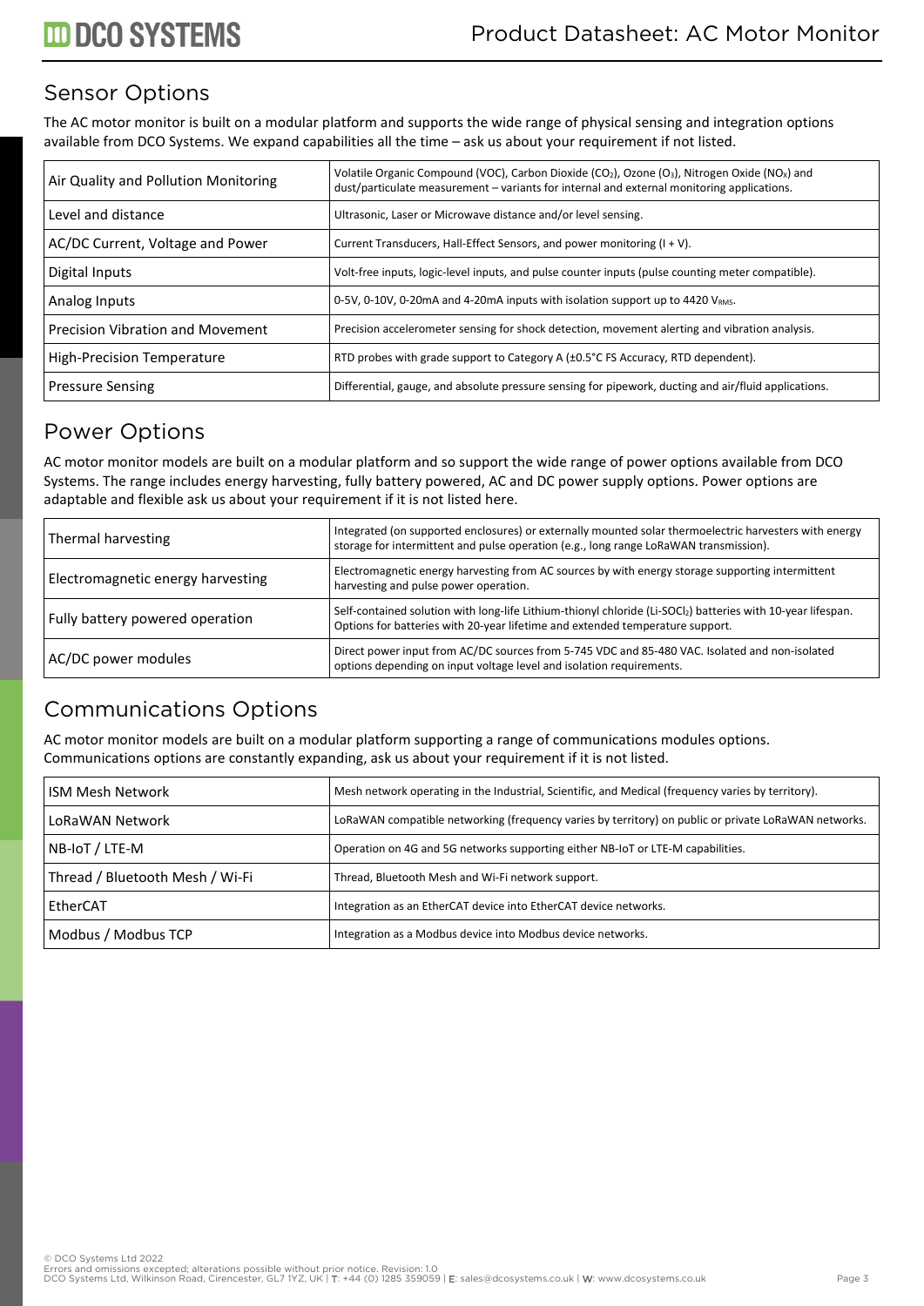## Sensor Options

The AC motor monitor is built on a modular platform and supports the wide range of physical sensing and integration options available from DCO Systems. We expand capabilities all the time – ask us about your requirement if not listed.

| | |
|---|---|
| Air Quality and Pollution Monitoring | Volatile Organic Compound (VOC), Carbon Dioxide ($CO_2$), Ozone ($O_3$), Nitrogen Oxide ($NO_X$) and dust/particulate measurement – variants for internal and external monitoring applications. |
| Level and distance | Ultrasonic, Laser or Microwave distance and/or level sensing. |
| AC/DC Current, Voltage and Power | Current Transducers, Hall-Effect Sensors, and power monitoring (I + V). |
| Digital Inputs | Volt-free inputs, logic-level inputs, and pulse counter inputs (pulse counting meter compatible). |
| Analog Inputs | 0-5V, 0-10V, 0-20mA and 4-20mA inputs with isolation support up to 4420 $V_{RMS}$. |
| Precision Vibration and Movement | Precision accelerometer sensing for shock detection, movement alerting and vibration analysis. |
| High-Precision Temperature | RTD probes with grade support to Category A (±0.5°C FS Accuracy, RTD dependent). |
| Pressure Sensing | Differential, gauge, and absolute pressure sensing for pipework, ducting and air/fluid applications. |

## Power Options

AC motor monitor models are built on a modular platform and so support the wide range of power options available from DCO Systems. The range includes energy harvesting, fully battery powered, AC and DC power supply options. Power options are adaptable and flexible ask us about your requirement if it is not listed here.

| | |
|---|---|
| Thermal harvesting | Integrated (on supported enclosures) or externally mounted solar thermoelectric harvesters with energy storage for intermittent and pulse operation (e.g., long range LoRaWAN transmission). |
| Electromagnetic energy harvesting | Electromagnetic energy harvesting from AC sources by with energy storage supporting intermittent harvesting and pulse power operation. |
| Fully battery powered operation | Self-contained solution with long-life Lithium-thionyl chloride (Li-$SOCl_2$) batteries with 10-year lifespan. Options for batteries with 20-year lifetime and extended temperature support. |
| AC/DC power modules | Direct power input from AC/DC sources from 5-745 VDC and 85-480 VAC. Isolated and non-isolated options depending on input voltage level and isolation requirements. |

## Communications Options

AC motor monitor models are built on a modular platform supporting a range of communications modules options. Communications options are constantly expanding, ask us about your requirement if it is not listed.

| | |
|---|---|
| ISM Mesh Network | Mesh network operating in the Industrial, Scientific, and Medical (frequency varies by territory). |
| LoRaWAN Network | LoRaWAN compatible networking (frequency varies by territory) on public or private LoRaWAN networks. |
| NB-IoT / LTE-M | Operation on 4G and 5G networks supporting either NB-IoT or LTE-M capabilities. |
| Thread / Bluetooth Mesh / Wi-Fi | Thread, Bluetooth Mesh and Wi-Fi network support. |
| EtherCAT | Integration as an EtherCAT device into EtherCAT device networks. |
| Modbus / Modbus TCP | Integration as a Modbus device into Modbus device networks. |

© DCO Systems Ltd 2022
Errors and omissions excepted; alterations possible without prior notice. Revision: 1.0
DCO Systems Ltd, Wilkinson Road, Cirencester, GL7 1YZ, UK | T: +44 (0) 1285 359059 | E: sales@dcosystems.co.uk | W: www.dcosystems.co.uk